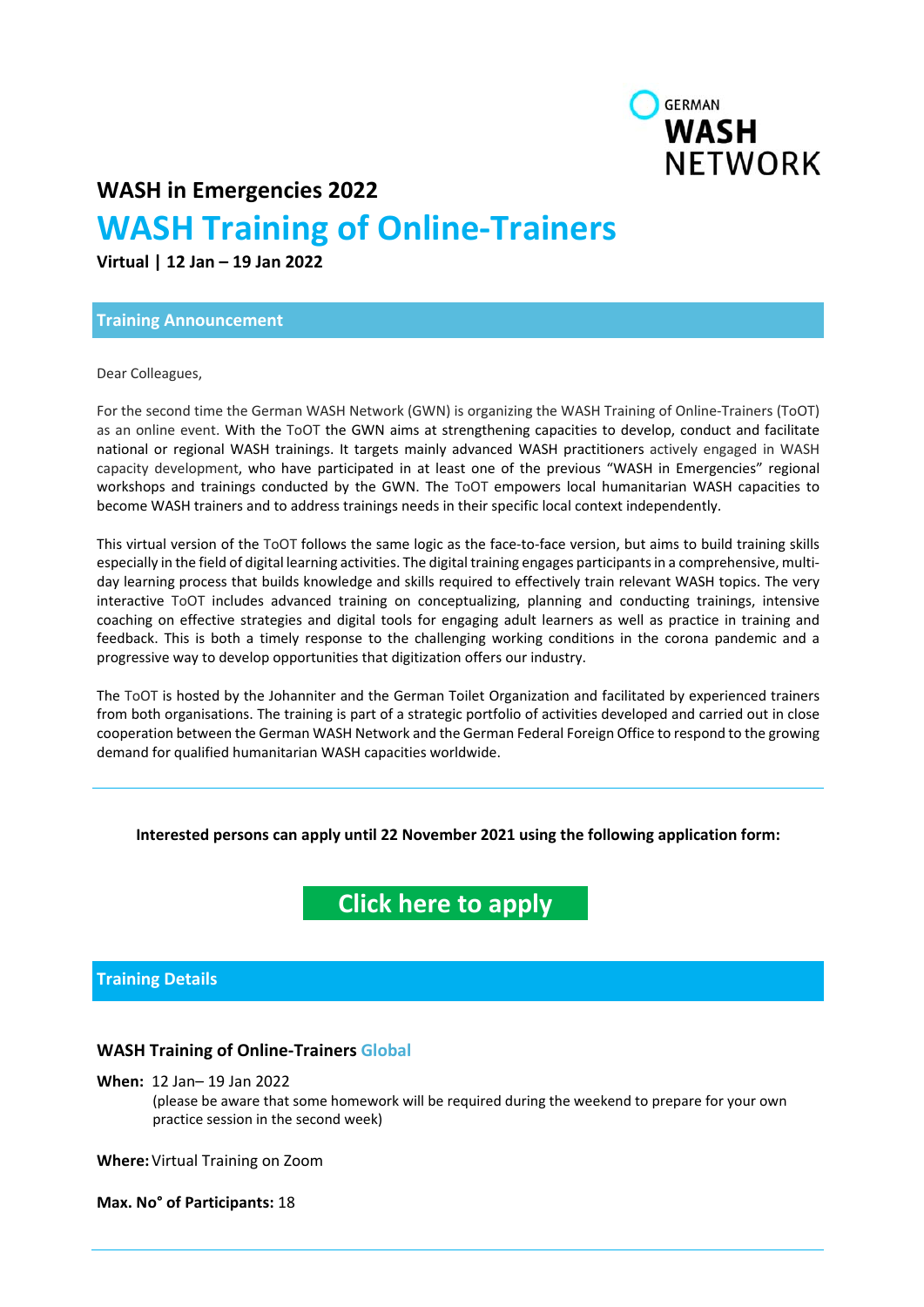GERMAN **WASH** NETWORK

## WASH in Emergencies 2022

# WASH Training of Online-Trainers

**Virtual | 12 Jan – 19 Jan 2022**

### Training Announcement

Dear Colleagues,

For the second time the German WASH Network (GWN) is organizing the WASH Training of Online-Trainers (ToOT) as an online event. With the ToOT the GWN aims at strengthening capacities to develop, conduct and facilitate national or regional WASH trainings. It targets mainly advanced WASH practitioners actively engaged in WASH capacity development, who have participated in at least one of the previous "WASH in Emergencies" regional workshops and trainings conducted by the GWN. The ToOT empowers local humanitarian WASH capacities to become WASH trainers and to address trainings needs in their specific local context independently.

This virtual version of the ToOT follows the same logic as the face-to-face version, but aims to build training skills especially in the field of digital learning activities. The digital training engages participants in a comprehensive, multi-day learning process that builds knowledge and skills required to effectively train relevant WASH topics. The very interactive ToOT includes advanced training on conceptualizing, planning and conducting trainings, intensive coaching on effective strategies and digital tools for engaging adult learners as well as practice in training and feedback. This is both a timely response to the challenging working conditions in the corona pandemic and a progressive way to develop opportunities that digitization offers our industry.

The ToOT is hosted by the Johanniter and the German Toilet Organization and facilitated by experienced trainers from both organisations. The training is part of a strategic portfolio of activities developed and carried out in close cooperation between the German WASH Network and the German Federal Foreign Office to respond to the growing demand for qualified humanitarian WASH capacities worldwide.

---

**Interested persons can apply until 22 November 2021 using the following application form:**

**Click here to apply**

### Training Details

#### WASH Training of Online-Trainers Global

**When:** 12 Jan– 19 Jan 2022
(please be aware that some homework will be required during the weekend to prepare for your own practice session in the second week)

**Where:** Virtual Training on Zoom

**Max. No° of Participants:** 18

---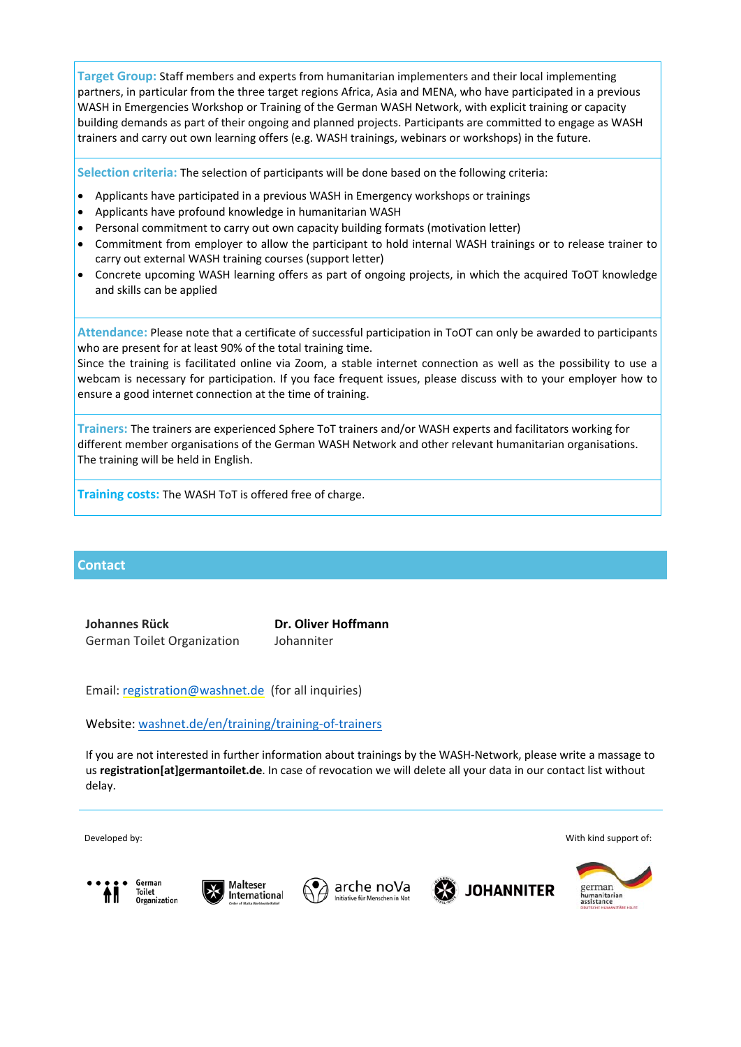**Target Group:** Staff members and experts from humanitarian implementers and their local implementing partners, in particular from the three target regions Africa, Asia and MENA, who have participated in a previous WASH in Emergencies Workshop or Training of the German WASH Network, with explicit training or capacity building demands as part of their ongoing and planned projects. Participants are committed to engage as WASH trainers and carry out own learning offers (e.g. WASH trainings, webinars or workshops) in the future.

**Selection criteria:** The selection of participants will be done based on the following criteria:

- Applicants have participated in a previous WASH in Emergency workshops or trainings
- Applicants have profound knowledge in humanitarian WASH
- Personal commitment to carry out own capacity building formats (motivation letter)
- Commitment from employer to allow the participant to hold internal WASH trainings or to release trainer to carry out external WASH training courses (support letter)
- Concrete upcoming WASH learning offers as part of ongoing projects, in which the acquired ToOT knowledge and skills can be applied

**Attendance:** Please note that a certificate of successful participation in ToOT can only be awarded to participants who are present for at least 90% of the total training time.
Since the training is facilitated online via Zoom, a stable internet connection as well as the possibility to use a webcam is necessary for participation. If you face frequent issues, please discuss with to your employer how to ensure a good internet connection at the time of training.

**Trainers:** The trainers are experienced Sphere ToT trainers and/or WASH experts and facilitators working for different member organisations of the German WASH Network and other relevant humanitarian organisations. The training will be held in English.

**Training costs:** The WASH ToT is offered free of charge.

## Contact

**Johannes Rück**
German Toilet Organization

**Dr. Oliver Hoffmann**
Johanniter

Email: registration@washnet.de (for all inquiries)

Website: washnet.de/en/training/training-of-trainers

If you are not interested in further information about trainings by the WASH-Network, please write a massage to us **registration[at]germantoilet.de**. In case of revocation we will delete all your data in our contact list without delay.

Developed by:

German Toilet Organization | Malteser International | arche noVa Initiative für Menschen in Not | JOHANNITER

With kind support of:

german humanitarian assistance